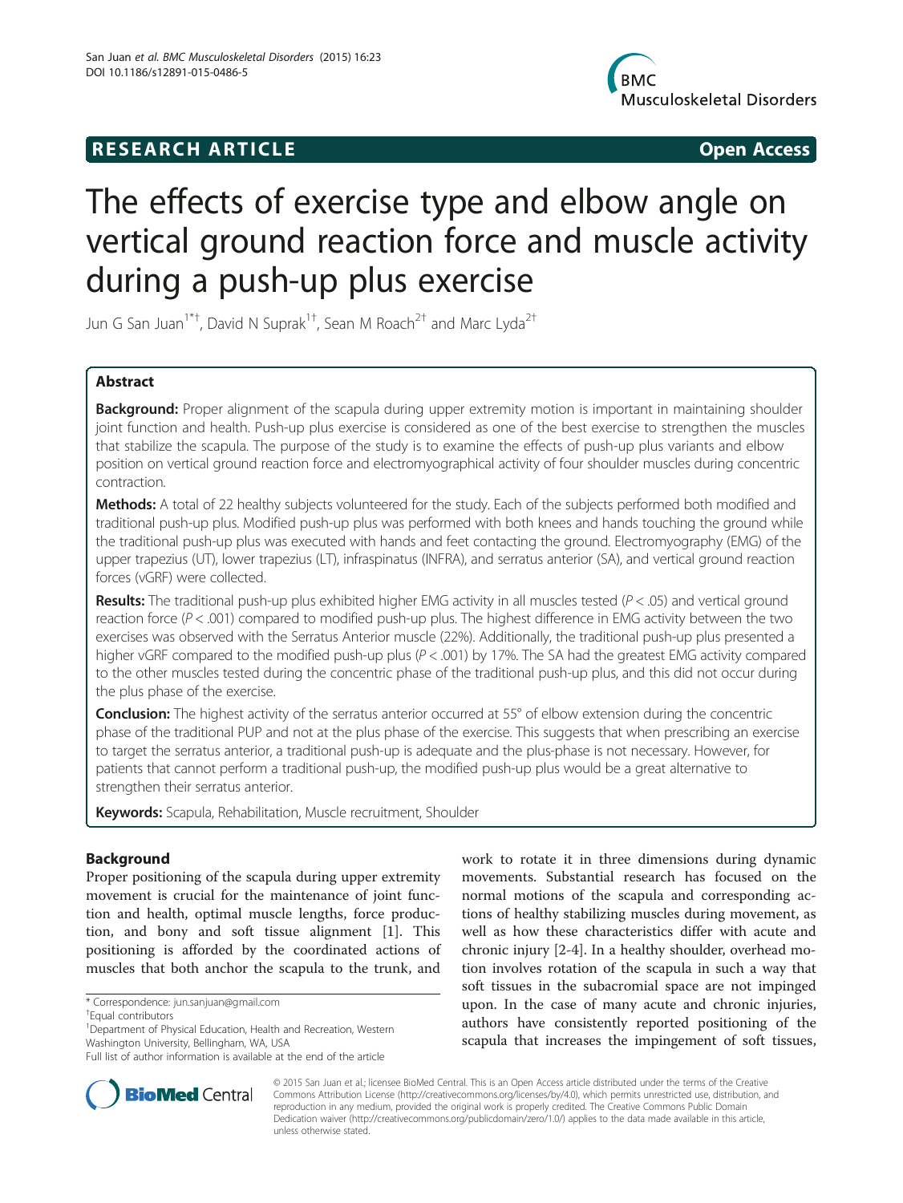# RESEARCH ARTICLE

**Open Access**

# The effects of exercise type and elbow angle on vertical ground reaction force and muscle activity during a push-up plus exercise

Jun G San Juan[1*†], David N Suprak[1†], Sean M Roach[2†] and Marc Lyda[2†]

## Abstract

**Background:** Proper alignment of the scapula during upper extremity motion is important in maintaining shoulder joint function and health. Push-up plus exercise is considered as one of the best exercise to strengthen the muscles that stabilize the scapula. The purpose of the study is to examine the effects of push-up plus variants and elbow position on vertical ground reaction force and electromyographical activity of four shoulder muscles during concentric contraction.

**Methods:** A total of 22 healthy subjects volunteered for the study. Each of the subjects performed both modified and traditional push-up plus. Modified push-up plus was performed with both knees and hands touching the ground while the traditional push-up plus was executed with hands and feet contacting the ground. Electromyography (EMG) of the upper trapezius (UT), lower trapezius (LT), infraspinatus (INFRA), and serratus anterior (SA), and vertical ground reaction forces (vGRF) were collected.

**Results:** The traditional push-up plus exhibited higher EMG activity in all muscles tested ($P < .05$) and vertical ground reaction force ($P < .001$) compared to modified push-up plus. The highest difference in EMG activity between the two exercises was observed with the Serratus Anterior muscle (22%). Additionally, the traditional push-up plus presented a higher vGRF compared to the modified push-up plus ($P < .001$) by 17%. The SA had the greatest EMG activity compared to the other muscles tested during the concentric phase of the traditional push-up plus, and this did not occur during the plus phase of the exercise.

**Conclusion:** The highest activity of the serratus anterior occurred at 55° of elbow extension during the concentric phase of the traditional PUP and not at the plus phase of the exercise. This suggests that when prescribing an exercise to target the serratus anterior, a traditional push-up is adequate and the plus-phase is not necessary. However, for patients that cannot perform a traditional push-up, the modified push-up plus would be a great alternative to strengthen their serratus anterior.

**Keywords:** Scapula, Rehabilitation, Muscle recruitment, Shoulder

## Background

Proper positioning of the scapula during upper extremity movement is crucial for the maintenance of joint function and health, optimal muscle lengths, force production, and bony and soft tissue alignment [1]. This positioning is afforded by the coordinated actions of muscles that both anchor the scapula to the trunk, and work to rotate it in three dimensions during dynamic movements. Substantial research has focused on the normal motions of the scapula and corresponding actions of healthy stabilizing muscles during movement, as well as how these characteristics differ with acute and chronic injury [2-4]. In a healthy shoulder, overhead motion involves rotation of the scapula in such a way that soft tissues in the subacromial space are not impinged upon. In the case of many acute and chronic injuries, authors have consistently reported positioning of the scapula that increases the impingement of soft tissues,

\* Correspondence: jun.sanjuan@gmail.com
†Equal contributors
[1]Department of Physical Education, Health and Recreation, Western Washington University, Bellingham, WA, USA
Full list of author information is available at the end of the article

© 2015 San Juan et al.; licensee BioMed Central. This is an Open Access article distributed under the terms of the Creative Commons Attribution License (http://creativecommons.org/licenses/by/4.0), which permits unrestricted use, distribution, and reproduction in any medium, provided the original work is properly credited. The Creative Commons Public Domain Dedication waiver (http://creativecommons.org/publicdomain/zero/1.0/) applies to the data made available in this article, unless otherwise stated.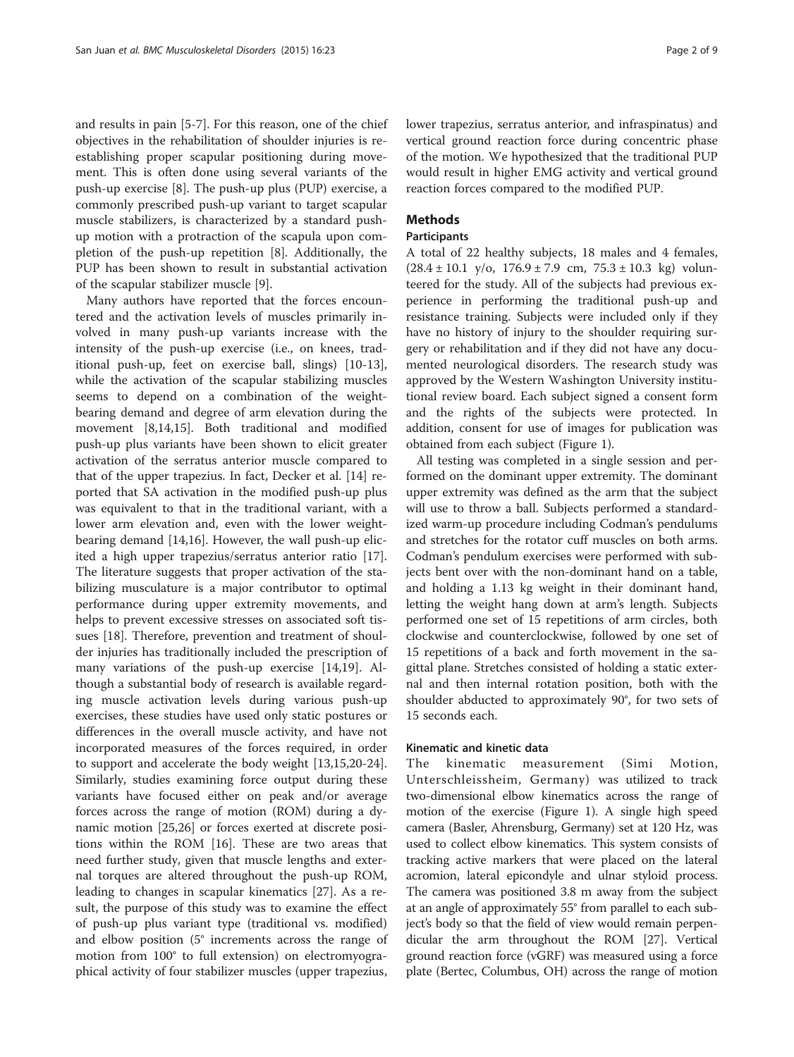and results in pain [5-7]. For this reason, one of the chief objectives in the rehabilitation of shoulder injuries is reestablishing proper scapular positioning during movement. This is often done using several variants of the push-up exercise [8]. The push-up plus (PUP) exercise, a commonly prescribed push-up variant to target scapular muscle stabilizers, is characterized by a standard push-up motion with a protraction of the scapula upon completion of the push-up repetition [8]. Additionally, the PUP has been shown to result in substantial activation of the scapular stabilizer muscle [9].

Many authors have reported that the forces encountered and the activation levels of muscles primarily involved in many push-up variants increase with the intensity of the push-up exercise (i.e., on knees, traditional push-up, feet on exercise ball, slings) [10-13], while the activation of the scapular stabilizing muscles seems to depend on a combination of the weight-bearing demand and degree of arm elevation during the movement [8,14,15]. Both traditional and modified push-up plus variants have been shown to elicit greater activation of the serratus anterior muscle compared to that of the upper trapezius. In fact, Decker et al. [14] reported that SA activation in the modified push-up plus was equivalent to that in the traditional variant, with a lower arm elevation and, even with the lower weight-bearing demand [14,16]. However, the wall push-up elicited a high upper trapezius/serratus anterior ratio [17]. The literature suggests that proper activation of the stabilizing musculature is a major contributor to optimal performance during upper extremity movements, and helps to prevent excessive stresses on associated soft tissues [18]. Therefore, prevention and treatment of shoulder injuries has traditionally included the prescription of many variations of the push-up exercise [14,19]. Although a substantial body of research is available regarding muscle activation levels during various push-up exercises, these studies have used only static postures or differences in the overall muscle activity, and have not incorporated measures of the forces required, in order to support and accelerate the body weight [13,15,20-24]. Similarly, studies examining force output during these variants have focused either on peak and/or average forces across the range of motion (ROM) during a dynamic motion [25,26] or forces exerted at discrete positions within the ROM [16]. These are two areas that need further study, given that muscle lengths and external torques are altered throughout the push-up ROM, leading to changes in scapular kinematics [27]. As a result, the purpose of this study was to examine the effect of push-up plus variant type (traditional vs. modified) and elbow position (5° increments across the range of motion from 100° to full extension) on electromyographical activity of four stabilizer muscles (upper trapezius, lower trapezius, serratus anterior, and infraspinatus) and vertical ground reaction force during concentric phase of the motion. We hypothesized that the traditional PUP would result in higher EMG activity and vertical ground reaction forces compared to the modified PUP.

## Methods

### Participants

A total of 22 healthy subjects, 18 males and 4 females, (28.4 ± 10.1 y/o, 176.9 ± 7.9 cm, 75.3 ± 10.3 kg) volunteered for the study. All of the subjects had previous experience in performing the traditional push-up and resistance training. Subjects were included only if they have no history of injury to the shoulder requiring surgery or rehabilitation and if they did not have any documented neurological disorders. The research study was approved by the Western Washington University institutional review board. Each subject signed a consent form and the rights of the subjects were protected. In addition, consent for use of images for publication was obtained from each subject (Figure 1).

All testing was completed in a single session and performed on the dominant upper extremity. The dominant upper extremity was defined as the arm that the subject will use to throw a ball. Subjects performed a standardized warm-up procedure including Codman's pendulums and stretches for the rotator cuff muscles on both arms. Codman's pendulum exercises were performed with subjects bent over with the non-dominant hand on a table, and holding a 1.13 kg weight in their dominant hand, letting the weight hang down at arm's length. Subjects performed one set of 15 repetitions of arm circles, both clockwise and counterclockwise, followed by one set of 15 repetitions of a back and forth movement in the sagittal plane. Stretches consisted of holding a static external and then internal rotation position, both with the shoulder abducted to approximately 90°, for two sets of 15 seconds each.

### Kinematic and kinetic data

The kinematic measurement (Simi Motion, Unterschleissheim, Germany) was utilized to track two-dimensional elbow kinematics across the range of motion of the exercise (Figure 1). A single high speed camera (Basler, Ahrensburg, Germany) set at 120 Hz, was used to collect elbow kinematics. This system consists of tracking active markers that were placed on the lateral acromion, lateral epicondyle and ulnar styloid process. The camera was positioned 3.8 m away from the subject at an angle of approximately 55° from parallel to each subject's body so that the field of view would remain perpendicular the arm throughout the ROM [27]. Vertical ground reaction force (vGRF) was measured using a force plate (Bertec, Columbus, OH) across the range of motion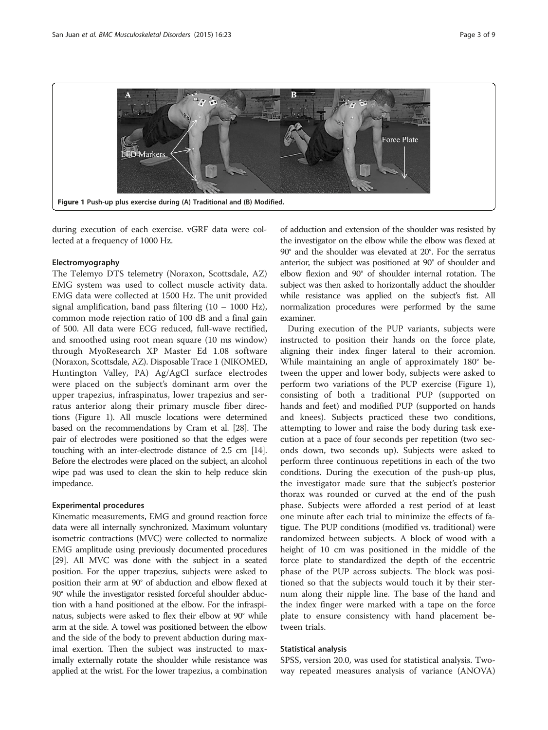Figure 1 Push-up plus exercise during (A) Traditional and (B) Modified.

during execution of each exercise. vGRF data were collected at a frequency of 1000 Hz.

### Electromyography

The Telemyo DTS telemetry (Noraxon, Scottsdale, AZ) EMG system was used to collect muscle activity data. EMG data were collected at 1500 Hz. The unit provided signal amplification, band pass filtering (10 – 1000 Hz), common mode rejection ratio of 100 dB and a final gain of 500. All data were ECG reduced, full-wave rectified, and smoothed using root mean square (10 ms window) through MyoResearch XP Master Ed 1.08 software (Noraxon, Scottsdale, AZ). Disposable Trace 1 (NIKOMED, Huntington Valley, PA) Ag/AgCl surface electrodes were placed on the subject's dominant arm over the upper trapezius, infraspinatus, lower trapezius and serratus anterior along their primary muscle fiber directions (Figure 1). All muscle locations were determined based on the recommendations by Cram et al. [28]. The pair of electrodes were positioned so that the edges were touching with an inter-electrode distance of 2.5 cm [14]. Before the electrodes were placed on the subject, an alcohol wipe pad was used to clean the skin to help reduce skin impedance.

### Experimental procedures

Kinematic measurements, EMG and ground reaction force data were all internally synchronized. Maximum voluntary isometric contractions (MVC) were collected to normalize EMG amplitude using previously documented procedures [29]. All MVC was done with the subject in a seated position. For the upper trapezius, subjects were asked to position their arm at 90° of abduction and elbow flexed at 90° while the investigator resisted forceful shoulder abduction with a hand positioned at the elbow. For the infraspinatus, subjects were asked to flex their elbow at 90° while arm at the side. A towel was positioned between the elbow and the side of the body to prevent abduction during maximal exertion. Then the subject was instructed to maximally externally rotate the shoulder while resistance was applied at the wrist. For the lower trapezius, a combination of adduction and extension of the shoulder was resisted by the investigator on the elbow while the elbow was flexed at 90° and the shoulder was elevated at 20°. For the serratus anterior, the subject was positioned at 90° of shoulder and elbow flexion and 90° of shoulder internal rotation. The subject was then asked to horizontally adduct the shoulder while resistance was applied on the subject's fist. All normalization procedures were performed by the same examiner.

During execution of the PUP variants, subjects were instructed to position their hands on the force plate, aligning their index finger lateral to their acromion. While maintaining an angle of approximately 180° between the upper and lower body, subjects were asked to perform two variations of the PUP exercise (Figure 1), consisting of both a traditional PUP (supported on hands and feet) and modified PUP (supported on hands and knees). Subjects practiced these two conditions, attempting to lower and raise the body during task execution at a pace of four seconds per repetition (two seconds down, two seconds up). Subjects were asked to perform three continuous repetitions in each of the two conditions. During the execution of the push-up plus, the investigator made sure that the subject's posterior thorax was rounded or curved at the end of the push phase. Subjects were afforded a rest period of at least one minute after each trial to minimize the effects of fatigue. The PUP conditions (modified vs. traditional) were randomized between subjects. A block of wood with a height of 10 cm was positioned in the middle of the force plate to standardized the depth of the eccentric phase of the PUP across subjects. The block was positioned so that the subjects would touch it by their sternum along their nipple line. The base of the hand and the index finger were marked with a tape on the force plate to ensure consistency with hand placement between trials.

### Statistical analysis

SPSS, version 20.0, was used for statistical analysis. Two-way repeated measures analysis of variance (ANOVA)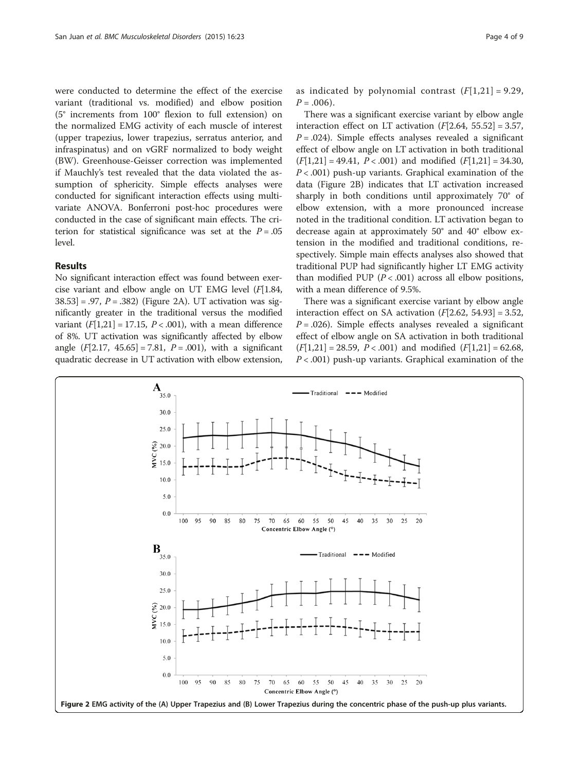were conducted to determine the effect of the exercise variant (traditional vs. modified) and elbow position (5° increments from 100° flexion to full extension) on the normalized EMG activity of each muscle of interest (upper trapezius, lower trapezius, serratus anterior, and infraspinatus) and on vGRF normalized to body weight (BW). Greenhouse-Geisser correction was implemented if Mauchly's test revealed that the data violated the assumption of sphericity. Simple effects analyses were conducted for significant interaction effects using multivariate ANOVA. Bonferroni post-hoc procedures were conducted in the case of significant main effects. The criterion for statistical significance was set at the $P = .05$ level.

## Results

No significant interaction effect was found between exercise variant and elbow angle on UT EMG level ($F[1.84, 38.53] = .97$, $P = .382$) (Figure 2A). UT activation was significantly greater in the traditional versus the modified variant ($F[1,21] = 17.15$, $P < .001$), with a mean difference of 8%. UT activation was significantly affected by elbow angle ($F[2.17, 45.65] = 7.81$, $P = .001$), with a significant quadratic decrease in UT activation with elbow extension, as indicated by polynomial contrast ($F[1,21] = 9.29$, $P = .006$).

There was a significant exercise variant by elbow angle interaction effect on LT activation ($F[2.64, 55.52] = 3.57$, $P = .024$). Simple effects analyses revealed a significant effect of elbow angle on LT activation in both traditional ($F[1,21] = 49.41$, $P < .001$) and modified ($F[1,21] = 34.30$, $P < .001$) push-up variants. Graphical examination of the data (Figure 2B) indicates that LT activation increased sharply in both conditions until approximately 70° of elbow extension, with a more pronounced increase noted in the traditional condition. LT activation began to decrease again at approximately 50° and 40° elbow extension in the modified and traditional conditions, respectively. Simple main effects analyses also showed that traditional PUP had significantly higher LT EMG activity than modified PUP ($P < .001$) across all elbow positions, with a mean difference of 9.5%.

There was a significant exercise variant by elbow angle interaction effect on SA activation ($F[2.62, 54.93] = 3.52$, $P = .026$). Simple effects analyses revealed a significant effect of elbow angle on SA activation in both traditional ($F[1,21] = 28.59$, $P < .001$) and modified ($F[1,21] = 62.68$, $P < .001$) push-up variants. Graphical examination of the

Figure 2 EMG activity of the (A) Upper Trapezius and (B) Lower Trapezius during the concentric phase of the push-up plus variants.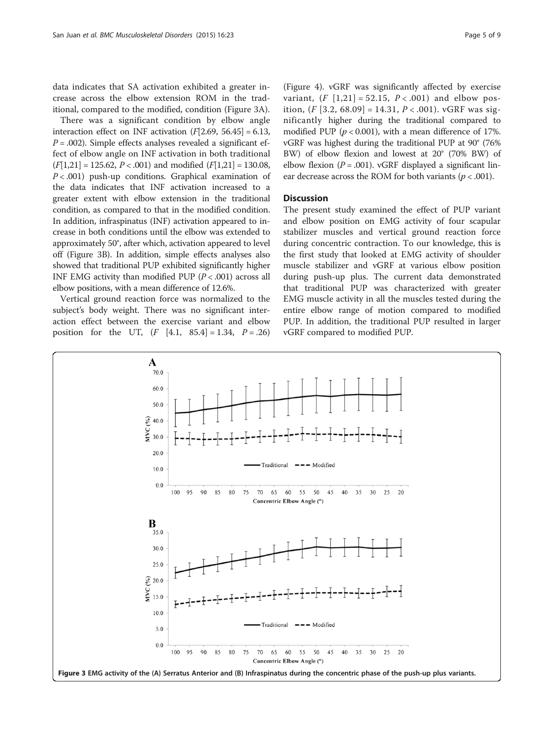data indicates that SA activation exhibited a greater increase across the elbow extension ROM in the traditional, compared to the modified, condition (Figure 3A).

There was a significant condition by elbow angle interaction effect on INF activation ($F$[2.69, 56.45] = 6.13, $P$ = .002). Simple effects analyses revealed a significant effect of elbow angle on INF activation in both traditional ($F$[1,21] = 125.62, $P$ < .001) and modified ($F$[1,21] = 130.08, $P$ < .001) push-up conditions. Graphical examination of the data indicates that INF activation increased to a greater extent with elbow extension in the traditional condition, as compared to that in the modified condition. In addition, infraspinatus (INF) activation appeared to increase in both conditions until the elbow was extended to approximately 50°, after which, activation appeared to level off (Figure 3B). In addition, simple effects analyses also showed that traditional PUP exhibited significantly higher INF EMG activity than modified PUP ($P$ < .001) across all elbow positions, with a mean difference of 12.6%.

Vertical ground reaction force was normalized to the subject's body weight. There was no significant interaction effect between the exercise variant and elbow position for the UT, ($F$ [4.1, 85.4] = 1.34, $P$ = .26) (Figure 4). vGRF was significantly affected by exercise variant, ($F$ [1,21] = 52.15, $P$ < .001) and elbow position, ($F$ [3.2, 68.09] = 14.31, $P$ < .001). vGRF was significantly higher during the traditional compared to modified PUP ($p$ < 0.001), with a mean difference of 17%. vGRF was highest during the traditional PUP at 90° (76% BW) of elbow flexion and lowest at 20° (70% BW) of elbow flexion ($P$ = .001). vGRF displayed a significant linear decrease across the ROM for both variants ($p$ < .001).

## Discussion

The present study examined the effect of PUP variant and elbow position on EMG activity of four scapular stabilizer muscles and vertical ground reaction force during concentric contraction. To our knowledge, this is the first study that looked at EMG activity of shoulder muscle stabilizer and vGRF at various elbow position during push-up plus. The current data demonstrated that traditional PUP was characterized with greater EMG muscle activity in all the muscles tested during the entire elbow range of motion compared to modified PUP. In addition, the traditional PUP resulted in larger vGRF compared to modified PUP.

**Figure 3** EMG activity of the (A) Serratus Anterior and (B) Infraspinatus during the concentric phase of the push-up plus variants.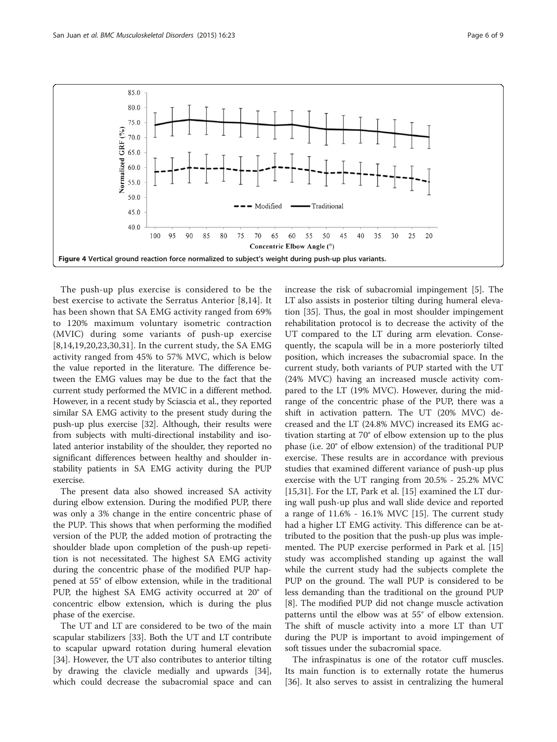Figure 4 Vertical ground reaction force normalized to subject's weight during push-up plus variants.

The push-up plus exercise is considered to be the best exercise to activate the Serratus Anterior [8,14]. It has been shown that SA EMG activity ranged from 69% to 120% maximum voluntary isometric contraction (MVIC) during some variants of push-up exercise [8,14,19,20,23,30,31]. In the current study, the SA EMG activity ranged from 45% to 57% MVC, which is below the value reported in the literature. The difference between the EMG values may be due to the fact that the current study performed the MVIC in a different method. However, in a recent study by Sciascia et al., they reported similar SA EMG activity to the present study during the push-up plus exercise [32]. Although, their results were from subjects with multi-directional instability and isolated anterior instability of the shoulder, they reported no significant differences between healthy and shoulder instability patients in SA EMG activity during the PUP exercise.

The present data also showed increased SA activity during elbow extension. During the modified PUP, there was only a 3% change in the entire concentric phase of the PUP. This shows that when performing the modified version of the PUP, the added motion of protracting the shoulder blade upon completion of the push-up repetition is not necessitated. The highest SA EMG activity during the concentric phase of the modified PUP happened at 55° of elbow extension, while in the traditional PUP, the highest SA EMG activity occurred at 20° of concentric elbow extension, which is during the plus phase of the exercise.

The UT and LT are considered to be two of the main scapular stabilizers [33]. Both the UT and LT contribute to scapular upward rotation during humeral elevation [34]. However, the UT also contributes to anterior tilting by drawing the clavicle medially and upwards [34], which could decrease the subacromial space and can increase the risk of subacromial impingement [5]. The LT also assists in posterior tilting during humeral elevation [35]. Thus, the goal in most shoulder impingement rehabilitation protocol is to decrease the activity of the UT compared to the LT during arm elevation. Consequently, the scapula will be in a more posteriorly tilted position, which increases the subacromial space. In the current study, both variants of PUP started with the UT (24% MVC) having an increased muscle activity compared to the LT (19% MVC). However, during the mid-range of the concentric phase of the PUP, there was a shift in activation pattern. The UT (20% MVC) decreased and the LT (24.8% MVC) increased its EMG activation starting at 70° of elbow extension up to the plus phase (i.e. 20° of elbow extension) of the traditional PUP exercise. These results are in accordance with previous studies that examined different variance of push-up plus exercise with the UT ranging from 20.5% - 25.2% MVC [15,31]. For the LT, Park et al. [15] examined the LT during wall push-up plus and wall slide device and reported a range of 11.6% - 16.1% MVC [15]. The current study had a higher LT EMG activity. This difference can be attributed to the position that the push-up plus was implemented. The PUP exercise performed in Park et al. [15] study was accomplished standing up against the wall while the current study had the subjects complete the PUP on the ground. The wall PUP is considered to be less demanding than the traditional on the ground PUP [8]. The modified PUP did not change muscle activation patterns until the elbow was at 55° of elbow extension. The shift of muscle activity into a more LT than UT during the PUP is important to avoid impingement of soft tissues under the subacromial space.

The infraspinatus is one of the rotator cuff muscles. Its main function is to externally rotate the humerus [36]. It also serves to assist in centralizing the humeral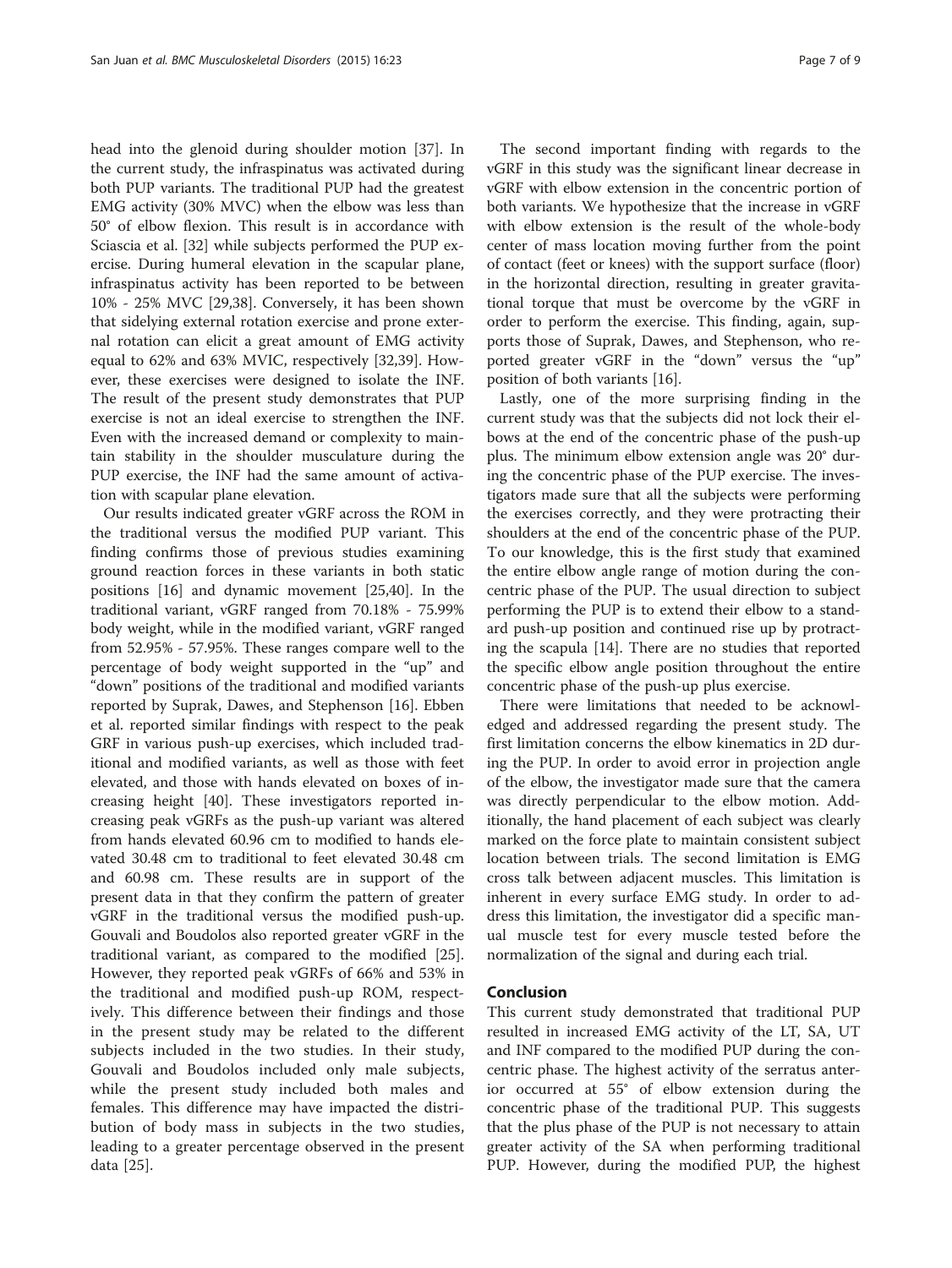head into the glenoid during shoulder motion [37]. In the current study, the infraspinatus was activated during both PUP variants. The traditional PUP had the greatest EMG activity (30% MVC) when the elbow was less than 50° of elbow flexion. This result is in accordance with Sciascia et al. [32] while subjects performed the PUP exercise. During humeral elevation in the scapular plane, infraspinatus activity has been reported to be between 10% - 25% MVC [29,38]. Conversely, it has been shown that sidelying external rotation exercise and prone external rotation can elicit a great amount of EMG activity equal to 62% and 63% MVIC, respectively [32,39]. However, these exercises were designed to isolate the INF. The result of the present study demonstrates that PUP exercise is not an ideal exercise to strengthen the INF. Even with the increased demand or complexity to maintain stability in the shoulder musculature during the PUP exercise, the INF had the same amount of activation with scapular plane elevation.

Our results indicated greater vGRF across the ROM in the traditional versus the modified PUP variant. This finding confirms those of previous studies examining ground reaction forces in these variants in both static positions [16] and dynamic movement [25,40]. In the traditional variant, vGRF ranged from 70.18% - 75.99% body weight, while in the modified variant, vGRF ranged from 52.95% - 57.95%. These ranges compare well to the percentage of body weight supported in the "up" and "down" positions of the traditional and modified variants reported by Suprak, Dawes, and Stephenson [16]. Ebben et al. reported similar findings with respect to the peak GRF in various push-up exercises, which included traditional and modified variants, as well as those with feet elevated, and those with hands elevated on boxes of increasing height [40]. These investigators reported increasing peak vGRFs as the push-up variant was altered from hands elevated 60.96 cm to modified to hands elevated 30.48 cm to traditional to feet elevated 30.48 cm and 60.98 cm. These results are in support of the present data in that they confirm the pattern of greater vGRF in the traditional versus the modified push-up. Gouvali and Boudolos also reported greater vGRF in the traditional variant, as compared to the modified [25]. However, they reported peak vGRFs of 66% and 53% in the traditional and modified push-up ROM, respectively. This difference between their findings and those in the present study may be related to the different subjects included in the two studies. In their study, Gouvali and Boudolos included only male subjects, while the present study included both males and females. This difference may have impacted the distribution of body mass in subjects in the two studies, leading to a greater percentage observed in the present data [25].

The second important finding with regards to the vGRF in this study was the significant linear decrease in vGRF with elbow extension in the concentric portion of both variants. We hypothesize that the increase in vGRF with elbow extension is the result of the whole-body center of mass location moving further from the point of contact (feet or knees) with the support surface (floor) in the horizontal direction, resulting in greater gravitational torque that must be overcome by the vGRF in order to perform the exercise. This finding, again, supports those of Suprak, Dawes, and Stephenson, who reported greater vGRF in the "down" versus the "up" position of both variants [16].

Lastly, one of the more surprising finding in the current study was that the subjects did not lock their elbows at the end of the concentric phase of the push-up plus. The minimum elbow extension angle was 20° during the concentric phase of the PUP exercise. The investigators made sure that all the subjects were performing the exercises correctly, and they were protracting their shoulders at the end of the concentric phase of the PUP. To our knowledge, this is the first study that examined the entire elbow angle range of motion during the concentric phase of the PUP. The usual direction to subject performing the PUP is to extend their elbow to a standard push-up position and continued rise up by protracting the scapula [14]. There are no studies that reported the specific elbow angle position throughout the entire concentric phase of the push-up plus exercise.

There were limitations that needed to be acknowledged and addressed regarding the present study. The first limitation concerns the elbow kinematics in 2D during the PUP. In order to avoid error in projection angle of the elbow, the investigator made sure that the camera was directly perpendicular to the elbow motion. Additionally, the hand placement of each subject was clearly marked on the force plate to maintain consistent subject location between trials. The second limitation is EMG cross talk between adjacent muscles. This limitation is inherent in every surface EMG study. In order to address this limitation, the investigator did a specific manual muscle test for every muscle tested before the normalization of the signal and during each trial.

## Conclusion

This current study demonstrated that traditional PUP resulted in increased EMG activity of the LT, SA, UT and INF compared to the modified PUP during the concentric phase. The highest activity of the serratus anterior occurred at 55° of elbow extension during the concentric phase of the traditional PUP. This suggests that the plus phase of the PUP is not necessary to attain greater activity of the SA when performing traditional PUP. However, during the modified PUP, the highest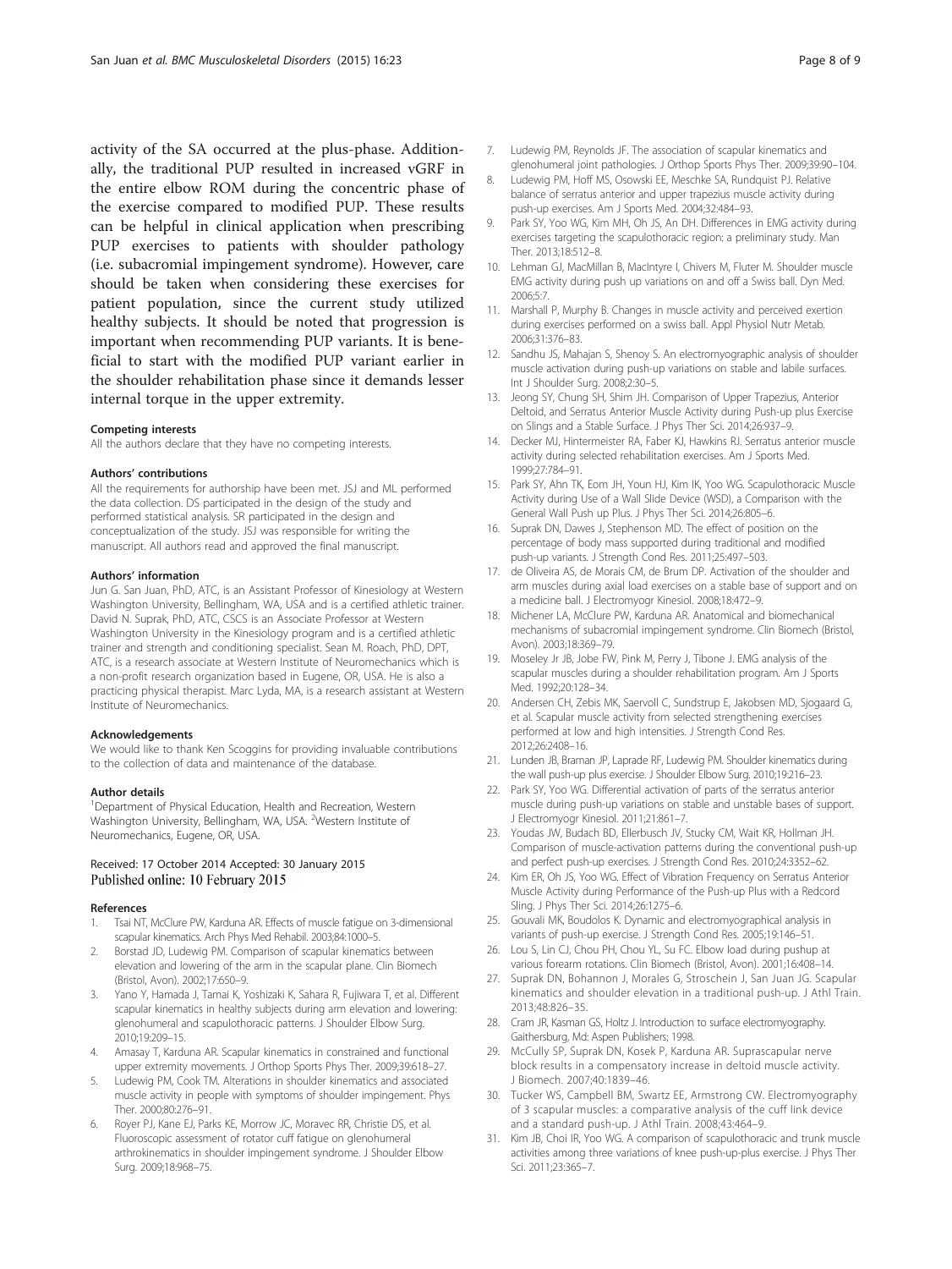activity of the SA occurred at the plus-phase. Additionally, the traditional PUP resulted in increased vGRF in the entire elbow ROM during the concentric phase of the exercise compared to modified PUP. These results can be helpful in clinical application when prescribing PUP exercises to patients with shoulder pathology (i.e. subacromial impingement syndrome). However, care should be taken when considering these exercises for patient population, since the current study utilized healthy subjects. It should be noted that progression is important when recommending PUP variants. It is beneficial to start with the modified PUP variant earlier in the shoulder rehabilitation phase since it demands lesser internal torque in the upper extremity.

#### Competing interests
All the authors declare that they have no competing interests.

#### Authors' contributions
All the requirements for authorship have been met. JSJ and ML performed the data collection. DS participated in the design of the study and performed statistical analysis. SR participated in the design and conceptualization of the study. JSJ was responsible for writing the manuscript. All authors read and approved the final manuscript.

#### Authors' information
Jun G. San Juan, PhD, ATC, is an Assistant Professor of Kinesiology at Western Washington University, Bellingham, WA, USA and is a certified athletic trainer. David N. Suprak, PhD, ATC, CSCS is an Associate Professor at Western Washington University in the Kinesiology program and is a certified athletic trainer and strength and conditioning specialist. Sean M. Roach, PhD, DPT, ATC, is a research associate at Western Institute of Neuromechanics which is a non-profit research organization based in Eugene, OR, USA. He is also a practicing physical therapist. Marc Lyda, MA, is a research assistant at Western Institute of Neuromechanics.

#### Acknowledgements
We would like to thank Ken Scoggins for providing invaluable contributions to the collection of data and maintenance of the database.

#### Author details
[1]Department of Physical Education, Health and Recreation, Western Washington University, Bellingham, WA, USA. [2]Western Institute of Neuromechanics, Eugene, OR, USA.

Received: 17 October 2014 Accepted: 30 January 2015
Published online: 10 February 2015

#### References
1. Tsai NT, McClure PW, Karduna AR. Effects of muscle fatigue on 3-dimensional scapular kinematics. Arch Phys Med Rehabil. 2003;84:1000–5.
2. Borstad JD, Ludewig PM. Comparison of scapular kinematics between elevation and lowering of the arm in the scapular plane. Clin Biomech (Bristol, Avon). 2002;17:650–9.
3. Yano Y, Hamada J, Tamai K, Yoshizaki K, Sahara R, Fujiwara T, et al. Different scapular kinematics in healthy subjects during arm elevation and lowering: glenohumeral and scapulothoracic patterns. J Shoulder Elbow Surg. 2010;19:209–15.
4. Amasay T, Karduna AR. Scapular kinematics in constrained and functional upper extremity movements. J Orthop Sports Phys Ther. 2009;39:618–27.
5. Ludewig PM, Cook TM. Alterations in shoulder kinematics and associated muscle activity in people with symptoms of shoulder impingement. Phys Ther. 2000;80:276–91.
6. Royer PJ, Kane EJ, Parks KE, Morrow JC, Moravec RR, Christie DS, et al. Fluoroscopic assessment of rotator cuff fatigue on glenohumeral arthrokinematics in shoulder impingement syndrome. J Shoulder Elbow Surg. 2009;18:968–75.
7. Ludewig PM, Reynolds JF. The association of scapular kinematics and glenohumeral joint pathologies. J Orthop Sports Phys Ther. 2009;39:90–104.
8. Ludewig PM, Hoff MS, Osowski EE, Meschke SA, Rundquist PJ. Relative balance of serratus anterior and upper trapezius muscle activity during push-up exercises. Am J Sports Med. 2004;32:484–93.
9. Park SY, Yoo WG, Kim MH, Oh JS, An DH. Differences in EMG activity during exercises targeting the scapulothoracic region: a preliminary study. Man Ther. 2013;18:512–8.
10. Lehman GJ, MacMillan B, MacIntyre I, Chivers M, Fluter M. Shoulder muscle EMG activity during push up variations on and off a Swiss ball. Dyn Med. 2006;5:7.
11. Marshall P, Murphy B. Changes in muscle activity and perceived exertion during exercises performed on a swiss ball. Appl Physiol Nutr Metab. 2006;31:376–83.
12. Sandhu JS, Mahajan S, Shenoy S. An electromyographic analysis of shoulder muscle activation during push-up variations on stable and labile surfaces. Int J Shoulder Surg. 2008;2:30–5.
13. Jeong SY, Chung SH, Shim JH. Comparison of Upper Trapezius, Anterior Deltoid, and Serratus Anterior Muscle Activity during Push-up plus Exercise on Slings and a Stable Surface. J Phys Ther Sci. 2014;26:937–9.
14. Decker MJ, Hintermeister RA, Faber KJ, Hawkins RJ. Serratus anterior muscle activity during selected rehabilitation exercises. Am J Sports Med. 1999;27:784–91.
15. Park SY, Ahn TK, Eom JH, Youn HJ, Kim IK, Yoo WG. Scapulothoracic Muscle Activity during Use of a Wall Slide Device (WSD), a Comparison with the General Wall Push up Plus. J Phys Ther Sci. 2014;26:805–6.
16. Suprak DN, Dawes J, Stephenson MD. The effect of position on the percentage of body mass supported during traditional and modified push-up variants. J Strength Cond Res. 2011;25:497–503.
17. de Oliveira AS, de Morais CM, de Brum DP. Activation of the shoulder and arm muscles during axial load exercises on a stable base of support and on a medicine ball. J Electromyogr Kinesiol. 2008;18:472–9.
18. Michener LA, McClure PW, Karduna AR. Anatomical and biomechanical mechanisms of subacromial impingement syndrome. Clin Biomech (Bristol, Avon). 2003;18:369–79.
19. Moseley Jr JB, Jobe FW, Pink M, Perry J, Tibone J. EMG analysis of the scapular muscles during a shoulder rehabilitation program. Am J Sports Med. 1992;20:128–34.
20. Andersen CH, Zebis MK, Saervoll C, Sundstrup E, Jakobsen MD, Sjogaard G, et al. Scapular muscle activity from selected strengthening exercises performed at low and high intensities. J Strength Cond Res. 2012;26:2408–16.
21. Lunden JB, Braman JP, Laprade RF, Ludewig PM. Shoulder kinematics during the wall push-up plus exercise. J Shoulder Elbow Surg. 2010;19:216–23.
22. Park SY, Yoo WG. Differential activation of parts of the serratus anterior muscle during push-up variations on stable and unstable bases of support. J Electromyogr Kinesiol. 2011;21:861–7.
23. Youdas JW, Budach BD, Ellerbusch JV, Stucky CM, Wait KR, Hollman JH. Comparison of muscle-activation patterns during the conventional push-up and perfect push-up exercises. J Strength Cond Res. 2010;24:3352–62.
24. Kim ER, Oh JS, Yoo WG. Effect of Vibration Frequency on Serratus Anterior Muscle Activity during Performance of the Push-up Plus with a Redcord Sling. J Phys Ther Sci. 2014;26:1275–6.
25. Gouvali MK, Boudolos K. Dynamic and electromyographical analysis in variants of push-up exercise. J Strength Cond Res. 2005;19:146–51.
26. Lou S, Lin CJ, Chou PH, Chou YL, Su FC. Elbow load during pushup at various forearm rotations. Clin Biomech (Bristol, Avon). 2001;16:408–14.
27. Suprak DN, Bohannon J, Morales G, Stroschein J, San Juan JG. Scapular kinematics and shoulder elevation in a traditional push-up. J Athl Train. 2013;48:826–35.
28. Cram JR, Kasman GS, Holtz J. Introduction to surface electromyography. Gaithersburg, Md: Aspen Publishers; 1998.
29. McCully SP, Suprak DN, Kosek P, Karduna AR. Suprascapular nerve block results in a compensatory increase in deltoid muscle activity. J Biomech. 2007;40:1839–46.
30. Tucker WS, Campbell BM, Swartz EE, Armstrong CW. Electromyography of 3 scapular muscles: a comparative analysis of the cuff link device and a standard push-up. J Athl Train. 2008;43:464–9.
31. Kim JB, Choi IR, Yoo WG. A comparison of scapulothoracic and trunk muscle activities among three variations of knee push-up-plus exercise. J Phys Ther Sci. 2011;23:365–7.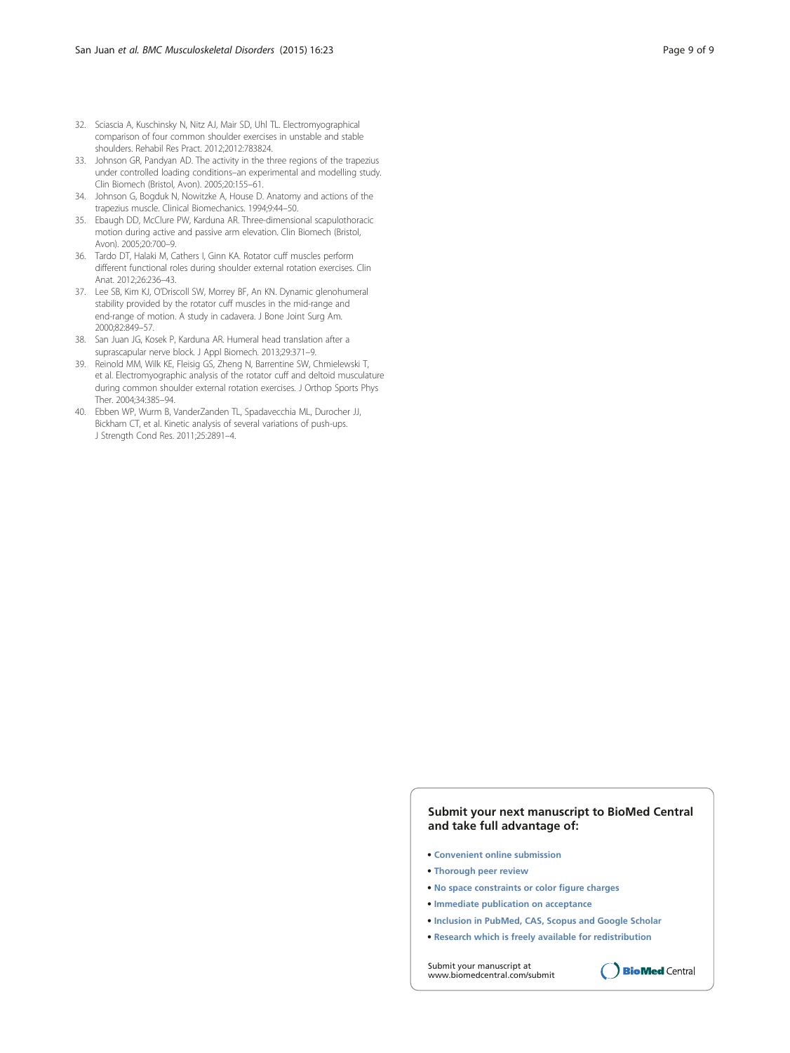32. Sciascia A, Kuschinsky N, Nitz AJ, Mair SD, Uhl TL. Electromyographical comparison of four common shoulder exercises in unstable and stable shoulders. Rehabil Res Pract. 2012;2012:783824.
33. Johnson GR, Pandyan AD. The activity in the three regions of the trapezius under controlled loading conditions–an experimental and modelling study. Clin Biomech (Bristol, Avon). 2005;20:155–61.
34. Johnson G, Bogduk N, Nowitzke A, House D. Anatomy and actions of the trapezius muscle. Clinical Biomechanics. 1994;9:44–50.
35. Ebaugh DD, McClure PW, Karduna AR. Three-dimensional scapulothoracic motion during active and passive arm elevation. Clin Biomech (Bristol, Avon). 2005;20:700–9.
36. Tardo DT, Halaki M, Cathers I, Ginn KA. Rotator cuff muscles perform different functional roles during shoulder external rotation exercises. Clin Anat. 2012;26:236–43.
37. Lee SB, Kim KJ, O'Driscoll SW, Morrey BF, An KN. Dynamic glenohumeral stability provided by the rotator cuff muscles in the mid-range and end-range of motion. A study in cadavera. J Bone Joint Surg Am. 2000;82:849–57.
38. San Juan JG, Kosek P, Karduna AR. Humeral head translation after a suprascapular nerve block. J Appl Biomech. 2013;29:371–9.
39. Reinold MM, Wilk KE, Fleisig GS, Zheng N, Barrentine SW, Chmielewski T, et al. Electromyographic analysis of the rotator cuff and deltoid musculature during common shoulder external rotation exercises. J Orthop Sports Phys Ther. 2004;34:385–94.
40. Ebben WP, Wurm B, VanderZanden TL, Spadavecchia ML, Durocher JJ, Bickham CT, et al. Kinetic analysis of several variations of push-ups. J Strength Cond Res. 2011;25:2891–4.

**Submit your next manuscript to BioMed Central and take full advantage of:**

- **Convenient online submission**
- **Thorough peer review**
- **No space constraints or color figure charges**
- **Immediate publication on acceptance**
- **Inclusion in PubMed, CAS, Scopus and Google Scholar**
- **Research which is freely available for redistribution**

Submit your manuscript at
www.biomedcentral.com/submit

BioMed Central